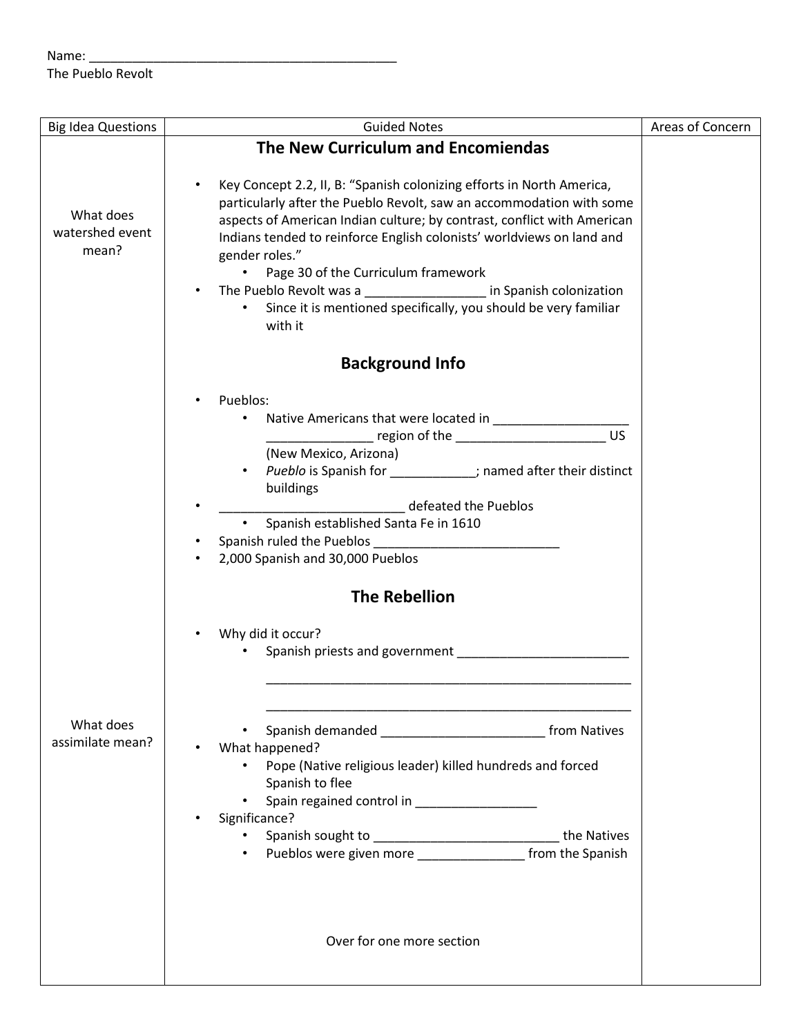Name: ____________________________________________
The Pueblo Revolt

| Big Idea Questions | Guided Notes | Areas of Concern |
|---|---|---|
| What does watershed event mean?<br><br>What does assimilate mean? | **The New Curriculum and Encomiendas**<br><br>• Key Concept 2.2, II, B: "Spanish colonizing efforts in North America, particularly after the Pueblo Revolt, saw an accommodation with some aspects of American Indian culture; by contrast, conflict with American Indians tended to reinforce English colonists' worldviews on land and gender roles."<br>  • Page 30 of the Curriculum framework<br>• The Pueblo Revolt was a _________________ in Spanish colonization<br>  • Since it is mentioned specifically, you should be very familiar with it<br><br>**Background Info**<br><br>• Pueblos:<br>  • Native Americans that were located in ___________________ _______________ region of the _____________________ US (New Mexico, Arizona)<br>  • *Pueblo* is Spanish for ____________; named after their distinct buildings<br>• __________________________ defeated the Pueblos<br>  • Spanish established Santa Fe in 1610<br>• Spanish ruled the Pueblos __________________________<br>• 2,000 Spanish and 30,000 Pueblos<br><br>**The Rebellion**<br><br>• Why did it occur?<br>  • Spanish priests and government ________________________ _____________________________________________________ _____________________________________________________<br>  • Spanish demanded _______________________ from Natives<br>• What happened?<br>  • Pope (Native religious leader) killed hundreds and forced Spanish to flee<br>  • Spain regained control in _________________<br>• Significance?<br>  • Spanish sought to __________________________ the Natives<br>  • Pueblos were given more _______________ from the Spanish<br><br>Over for one more section | |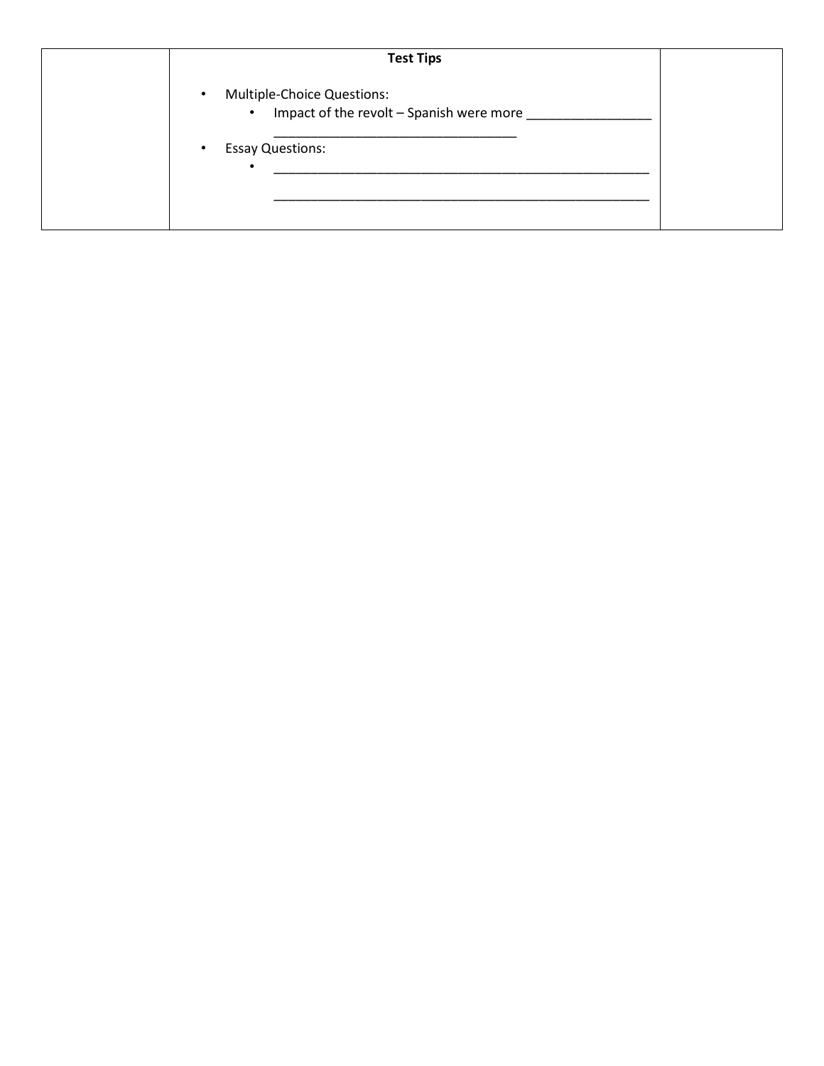| | | |
|---|---|---|
| | **Test Tips**<br><br>- Multiple-Choice Questions:<br>    - Impact of the revolt – Spanish were more _________________ _________________________________<br>- Essay Questions:<br>    - _____________________________________________________ _____________________________________________________ | |